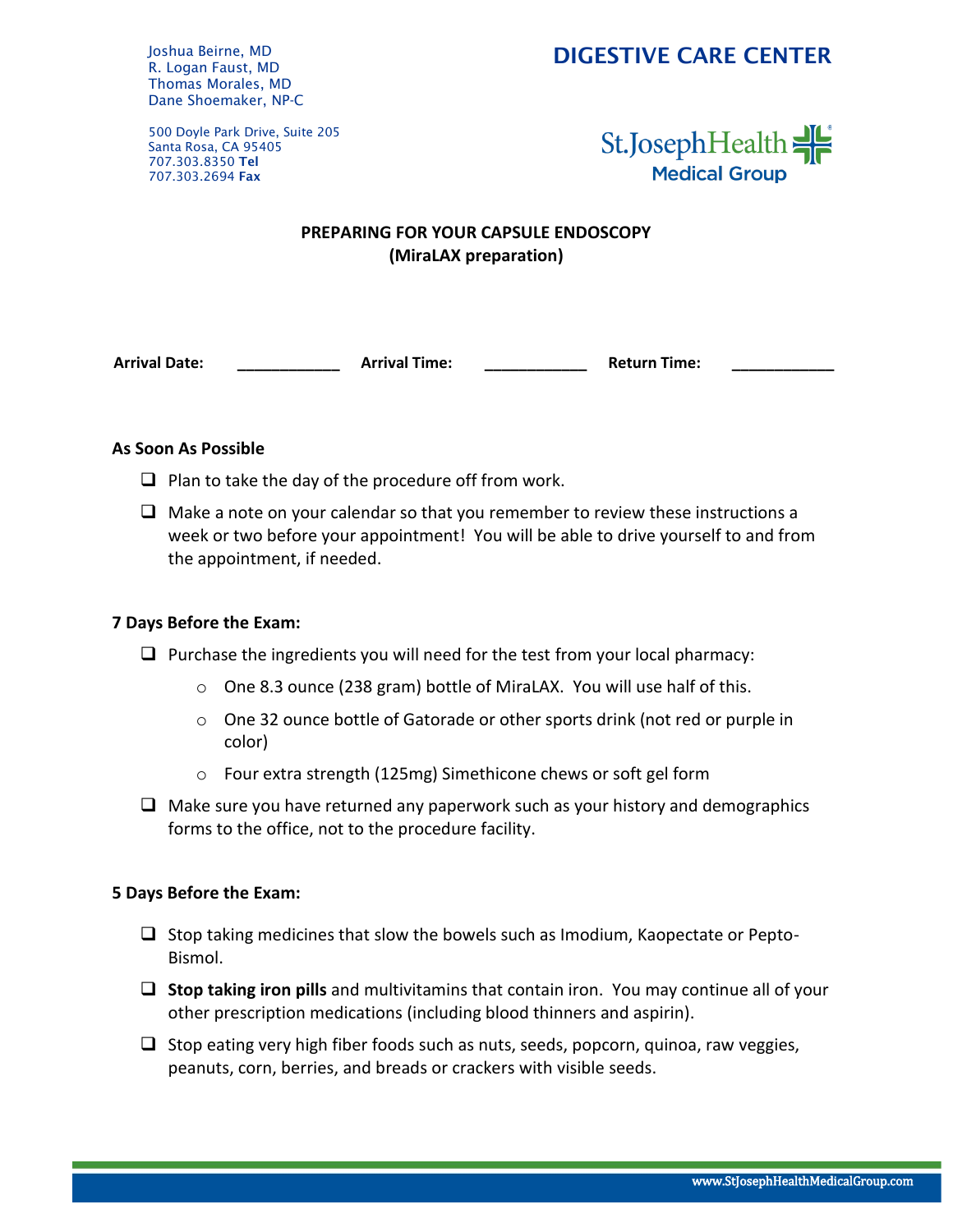Joshua Beirne, MD
R. Logan Faust, MD
Thomas Morales, MD
Dane Shoemaker, NP-C

500 Doyle Park Drive, Suite 205
Santa Rosa, CA 95405
707.303.8350 **Tel**
707.303.2694 **Fax**

**DIGESTIVE CARE CENTER**

St.JosephHealth
Medical Group

## PREPARING FOR YOUR CAPSULE ENDOSCOPY
## (MiraLAX preparation)

**Arrival Date:** ____________ **Arrival Time:** ____________ **Return Time:** ____________

### As Soon As Possible

- ❑ Plan to take the day of the procedure off from work.
- ❑ Make a note on your calendar so that you remember to review these instructions a week or two before your appointment! You will be able to drive yourself to and from the appointment, if needed.

### 7 Days Before the Exam:

- ❑ Purchase the ingredients you will need for the test from your local pharmacy:
  - One 8.3 ounce (238 gram) bottle of MiraLAX. You will use half of this.
  - One 32 ounce bottle of Gatorade or other sports drink (not red or purple in color)
  - Four extra strength (125mg) Simethicone chews or soft gel form
- ❑ Make sure you have returned any paperwork such as your history and demographics forms to the office, not to the procedure facility.

### 5 Days Before the Exam:

- ❑ Stop taking medicines that slow the bowels such as Imodium, Kaopectate or Pepto-Bismol.
- ❑ **Stop taking iron pills** and multivitamins that contain iron. You may continue all of your other prescription medications (including blood thinners and aspirin).
- ❑ Stop eating very high fiber foods such as nuts, seeds, popcorn, quinoa, raw veggies, peanuts, corn, berries, and breads or crackers with visible seeds.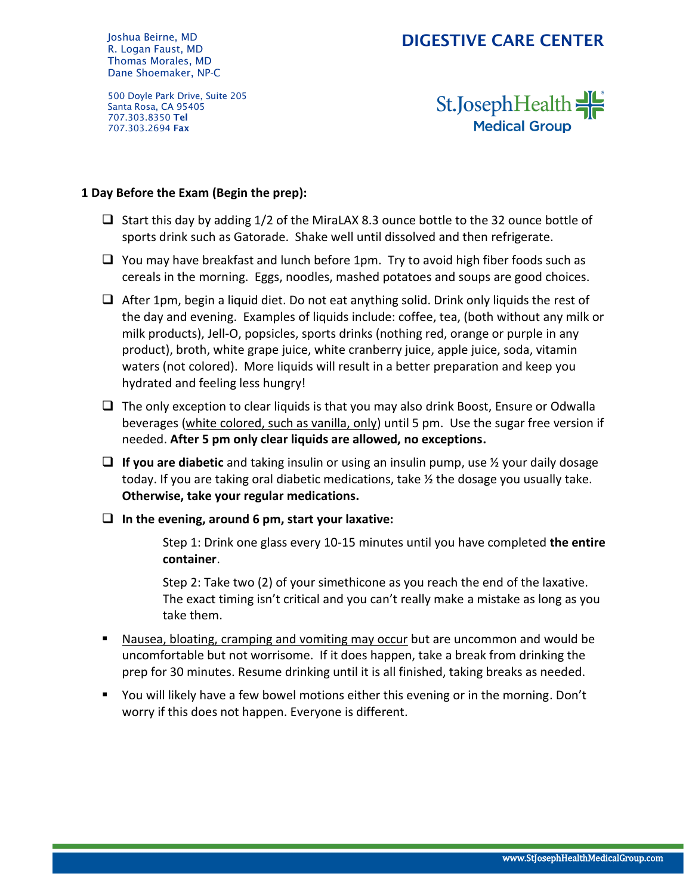Joshua Beirne, MD
R. Logan Faust, MD
Thomas Morales, MD
Dane Shoemaker, NP-C

500 Doyle Park Drive, Suite 205
Santa Rosa, CA 95405
707.303.8350 **Tel**
707.303.2694 **Fax**

**DIGESTIVE CARE CENTER**

St.Joseph Health Medical Group

**1 Day Before the Exam (Begin the prep):**

- ☐ Start this day by adding 1/2 of the MiraLAX 8.3 ounce bottle to the 32 ounce bottle of sports drink such as Gatorade. Shake well until dissolved and then refrigerate.
- ☐ You may have breakfast and lunch before 1pm. Try to avoid high fiber foods such as cereals in the morning. Eggs, noodles, mashed potatoes and soups are good choices.
- ☐ After 1pm, begin a liquid diet. Do not eat anything solid. Drink only liquids the rest of the day and evening. Examples of liquids include: coffee, tea, (both without any milk or milk products), Jell-O, popsicles, sports drinks (nothing red, orange or purple in any product), broth, white grape juice, white cranberry juice, apple juice, soda, vitamin waters (not colored). More liquids will result in a better preparation and keep you hydrated and feeling less hungry!
- ☐ The only exception to clear liquids is that you may also drink Boost, Ensure or Odwalla beverages (white colored, such as vanilla, only) until 5 pm. Use the sugar free version if needed. **After 5 pm only clear liquids are allowed, no exceptions.**
- ☐ **If you are diabetic** and taking insulin or using an insulin pump, use ½ your daily dosage today. If you are taking oral diabetic medications, take ½ the dosage you usually take. **Otherwise, take your regular medications.**
- ☐ **In the evening, around 6 pm, start your laxative:**

  Step 1: Drink one glass every 10-15 minutes until you have completed **the entire container**.

  Step 2: Take two (2) of your simethicone as you reach the end of the laxative. The exact timing isn't critical and you can't really make a mistake as long as you take them.

- Nausea, bloating, cramping and vomiting may occur but are uncommon and would be uncomfortable but not worrisome. If it does happen, take a break from drinking the prep for 30 minutes. Resume drinking until it is all finished, taking breaks as needed.
- You will likely have a few bowel motions either this evening or in the morning. Don't worry if this does not happen. Everyone is different.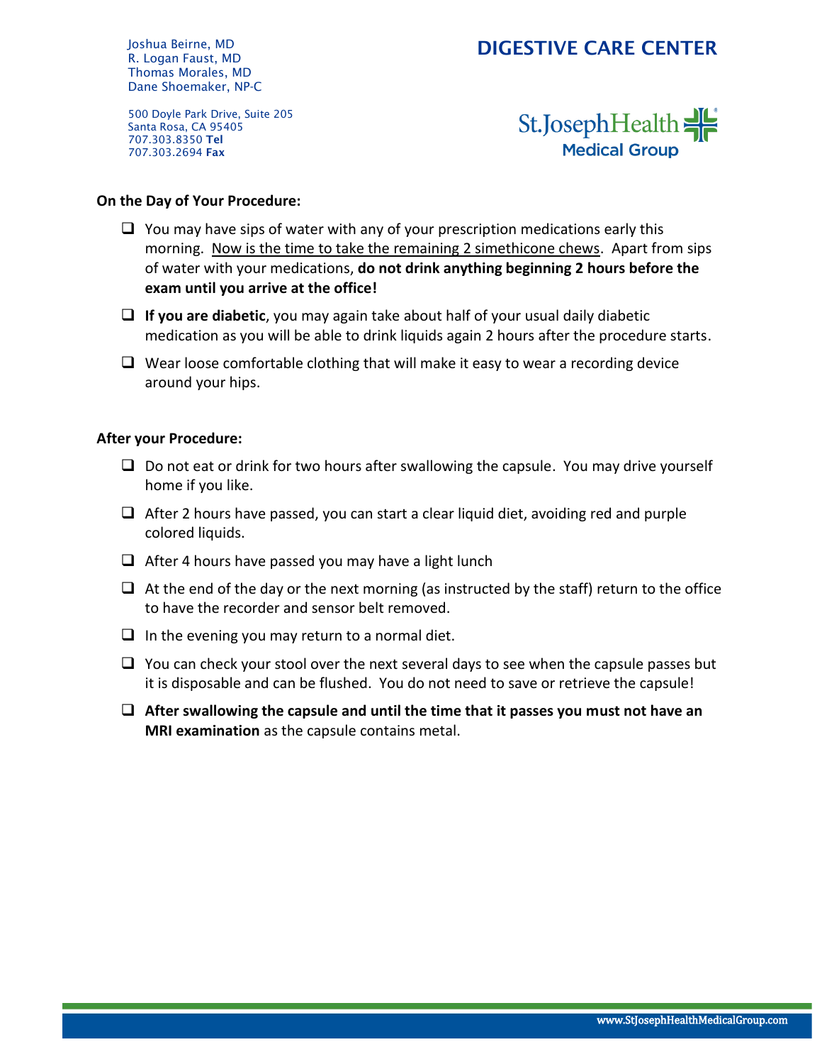Joshua Beirne, MD
R. Logan Faust, MD
Thomas Morales, MD
Dane Shoemaker, NP-C

500 Doyle Park Drive, Suite 205
Santa Rosa, CA 95405
707.303.8350 **Tel**
707.303.2694 **Fax**

**DIGESTIVE CARE CENTER**

St.JosephHealth Medical Group

**On the Day of Your Procedure:**

- ☐ You may have sips of water with any of your prescription medications early this morning. <u>Now is the time to take the remaining 2 simethicone chews</u>. Apart from sips of water with your medications, **do not drink anything beginning 2 hours before the exam until you arrive at the office!**
- ☐ **If you are diabetic**, you may again take about half of your usual daily diabetic medication as you will be able to drink liquids again 2 hours after the procedure starts.
- ☐ Wear loose comfortable clothing that will make it easy to wear a recording device around your hips.

**After your Procedure:**

- ☐ Do not eat or drink for two hours after swallowing the capsule. You may drive yourself home if you like.
- ☐ After 2 hours have passed, you can start a clear liquid diet, avoiding red and purple colored liquids.
- ☐ After 4 hours have passed you may have a light lunch
- ☐ At the end of the day or the next morning (as instructed by the staff) return to the office to have the recorder and sensor belt removed.
- ☐ In the evening you may return to a normal diet.
- ☐ You can check your stool over the next several days to see when the capsule passes but it is disposable and can be flushed. You do not need to save or retrieve the capsule!
- ☐ **After swallowing the capsule and until the time that it passes you must not have an MRI examination** as the capsule contains metal.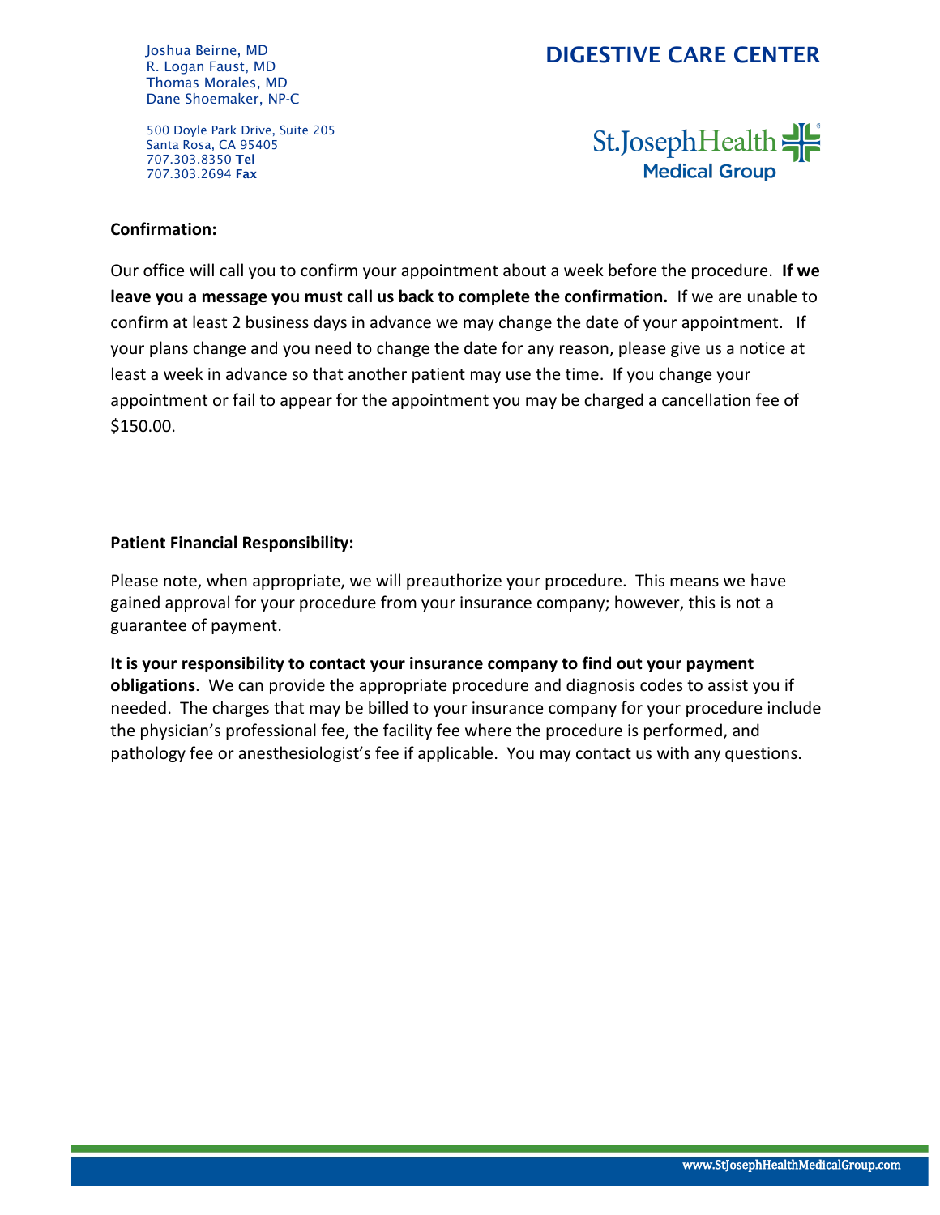Joshua Beirne, MD
R. Logan Faust, MD
Thomas Morales, MD
Dane Shoemaker, NP-C

500 Doyle Park Drive, Suite 205
Santa Rosa, CA 95405
707.303.8350 **Tel**
707.303.2694 **Fax**

**DIGESTIVE CARE CENTER**

St.JosephHealth
Medical Group

**Confirmation:**

Our office will call you to confirm your appointment about a week before the procedure. **If we leave you a message you must call us back to complete the confirmation.** If we are unable to confirm at least 2 business days in advance we may change the date of your appointment. If your plans change and you need to change the date for any reason, please give us a notice at least a week in advance so that another patient may use the time. If you change your appointment or fail to appear for the appointment you may be charged a cancellation fee of $150.00.

**Patient Financial Responsibility:**

Please note, when appropriate, we will preauthorize your procedure. This means we have gained approval for your procedure from your insurance company; however, this is not a guarantee of payment.

**It is your responsibility to contact your insurance company to find out your payment obligations**. We can provide the appropriate procedure and diagnosis codes to assist you if needed. The charges that may be billed to your insurance company for your procedure include the physician's professional fee, the facility fee where the procedure is performed, and pathology fee or anesthesiologist's fee if applicable. You may contact us with any questions.

www.StJosephHealthMedicalGroup.com